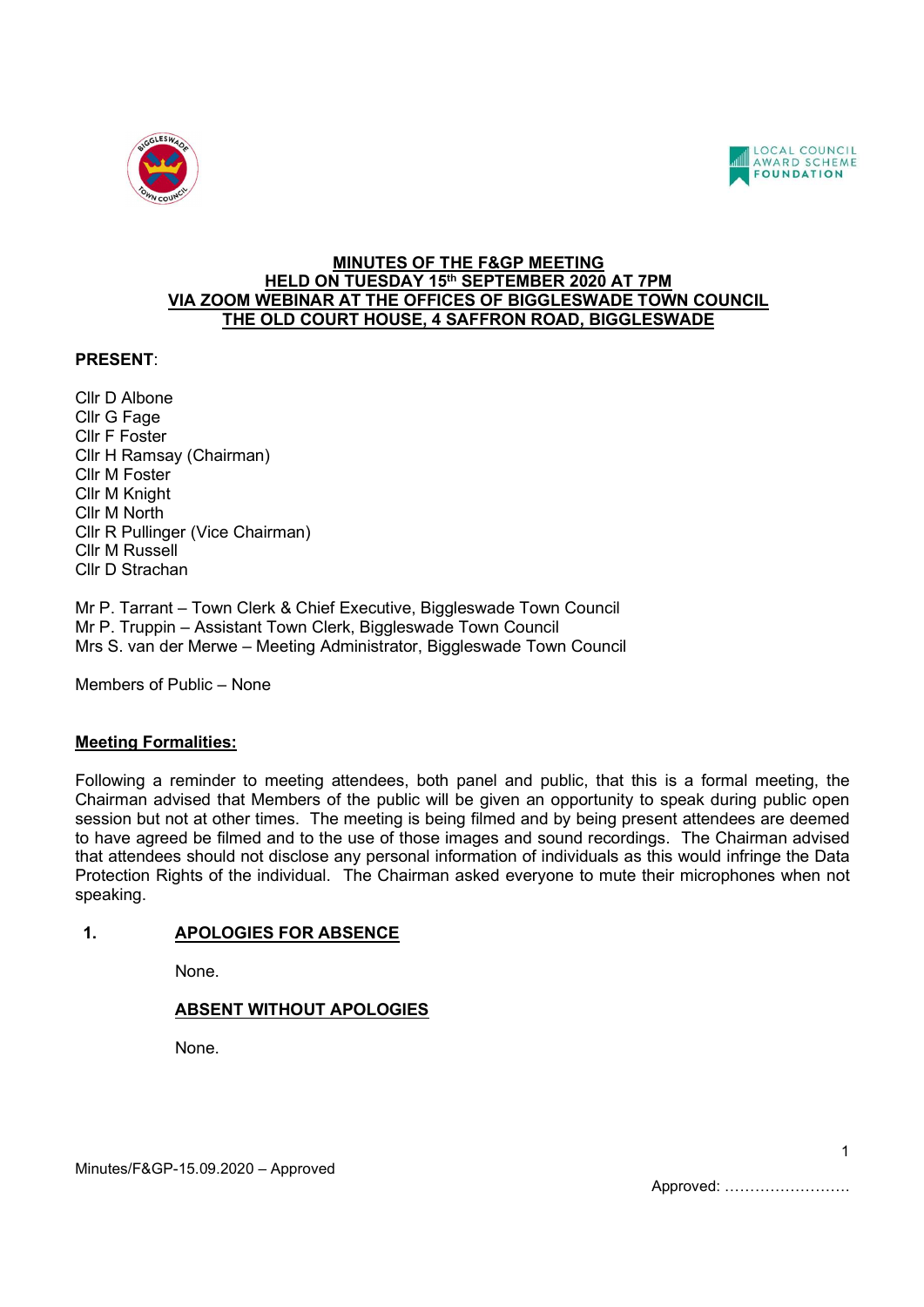**MINUTES OF THE F&GP MEETING**
**HELD ON TUESDAY 15th SEPTEMBER 2020 AT 7PM**
**VIA ZOOM WEBINAR AT THE OFFICES OF BIGGLESWADE TOWN COUNCIL**
**THE OLD COURT HOUSE, 4 SAFFRON ROAD, BIGGLESWADE**

**PRESENT**:

Cllr D Albone
Cllr G Fage
Cllr F Foster
Cllr H Ramsay (Chairman)
Cllr M Foster
Cllr M Knight
Cllr M North
Cllr R Pullinger (Vice Chairman)
Cllr M Russell
Cllr D Strachan

Mr P. Tarrant – Town Clerk & Chief Executive, Biggleswade Town Council
Mr P. Truppin – Assistant Town Clerk, Biggleswade Town Council
Mrs S. van der Merwe – Meeting Administrator, Biggleswade Town Council

Members of Public – None

**Meeting Formalities:**

Following a reminder to meeting attendees, both panel and public, that this is a formal meeting, the Chairman advised that Members of the public will be given an opportunity to speak during public open session but not at other times. The meeting is being filmed and by being present attendees are deemed to have agreed be filmed and to the use of those images and sound recordings. The Chairman advised that attendees should not disclose any personal information of individuals as this would infringe the Data Protection Rights of the individual. The Chairman asked everyone to mute their microphones when not speaking.

**1. APOLOGIES FOR ABSENCE**

None.

**ABSENT WITHOUT APOLOGIES**

None.

Minutes/F&GP-15.09.2020 – Approved

Approved: ……………………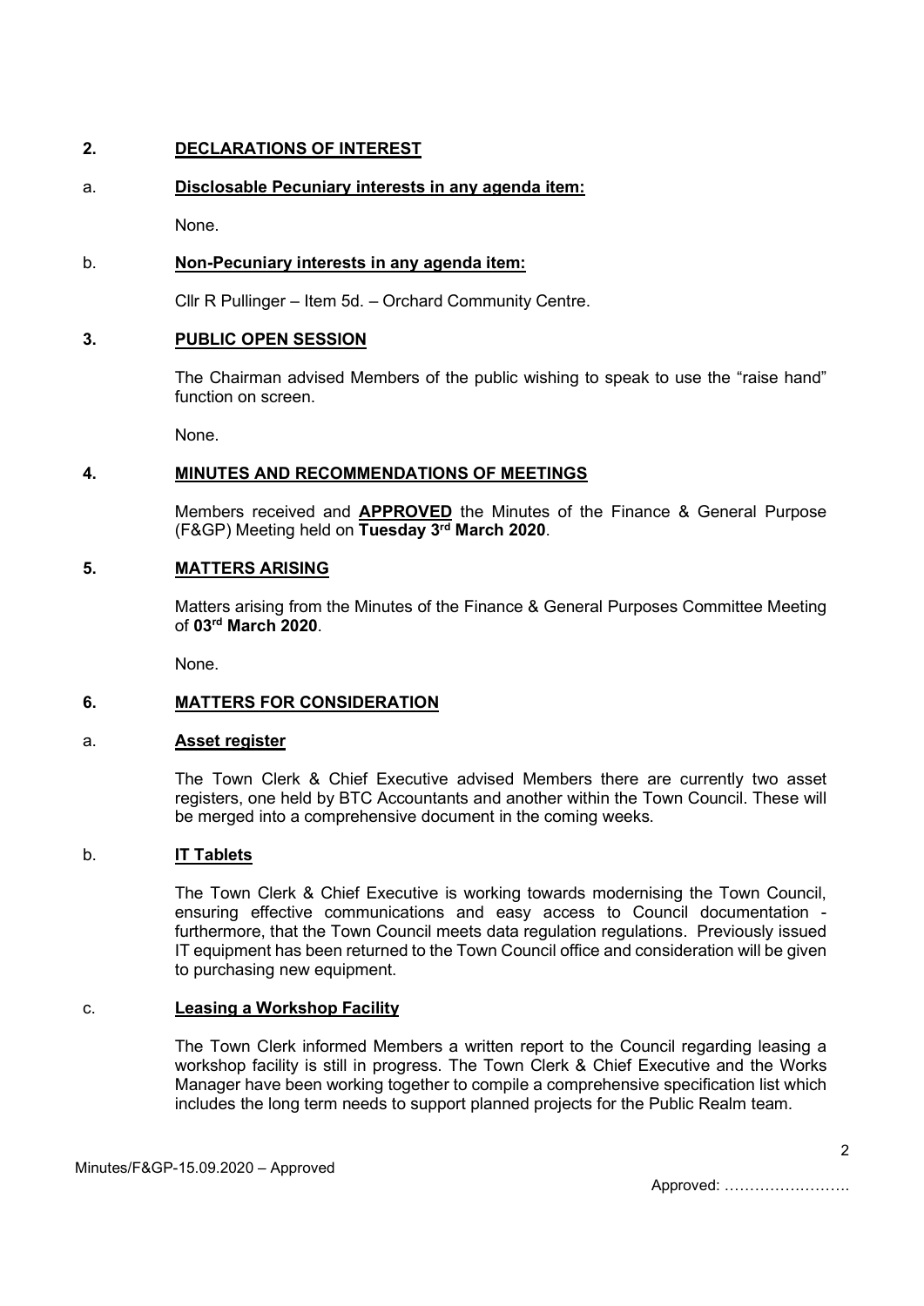## 2. DECLARATIONS OF INTEREST

### a. Disclosable Pecuniary interests in any agenda item:

None.

### b. Non-Pecuniary interests in any agenda item:

Cllr R Pullinger – Item 5d. – Orchard Community Centre.

## 3. PUBLIC OPEN SESSION

The Chairman advised Members of the public wishing to speak to use the "raise hand" function on screen.

None.

## 4. MINUTES AND RECOMMENDATIONS OF MEETINGS

Members received and **APPROVED** the Minutes of the Finance & General Purpose (F&GP) Meeting held on **Tuesday 3rd March 2020**.

## 5. MATTERS ARISING

Matters arising from the Minutes of the Finance & General Purposes Committee Meeting of **03rd March 2020**.

None.

## 6. MATTERS FOR CONSIDERATION

### a. Asset register

The Town Clerk & Chief Executive advised Members there are currently two asset registers, one held by BTC Accountants and another within the Town Council. These will be merged into a comprehensive document in the coming weeks.

### b. IT Tablets

The Town Clerk & Chief Executive is working towards modernising the Town Council, ensuring effective communications and easy access to Council documentation - furthermore, that the Town Council meets data regulation regulations. Previously issued IT equipment has been returned to the Town Council office and consideration will be given to purchasing new equipment.

### c. Leasing a Workshop Facility

The Town Clerk informed Members a written report to the Council regarding leasing a workshop facility is still in progress. The Town Clerk & Chief Executive and the Works Manager have been working together to compile a comprehensive specification list which includes the long term needs to support planned projects for the Public Realm team.

Minutes/F&GP-15.09.2020 – Approved

Approved: …………………….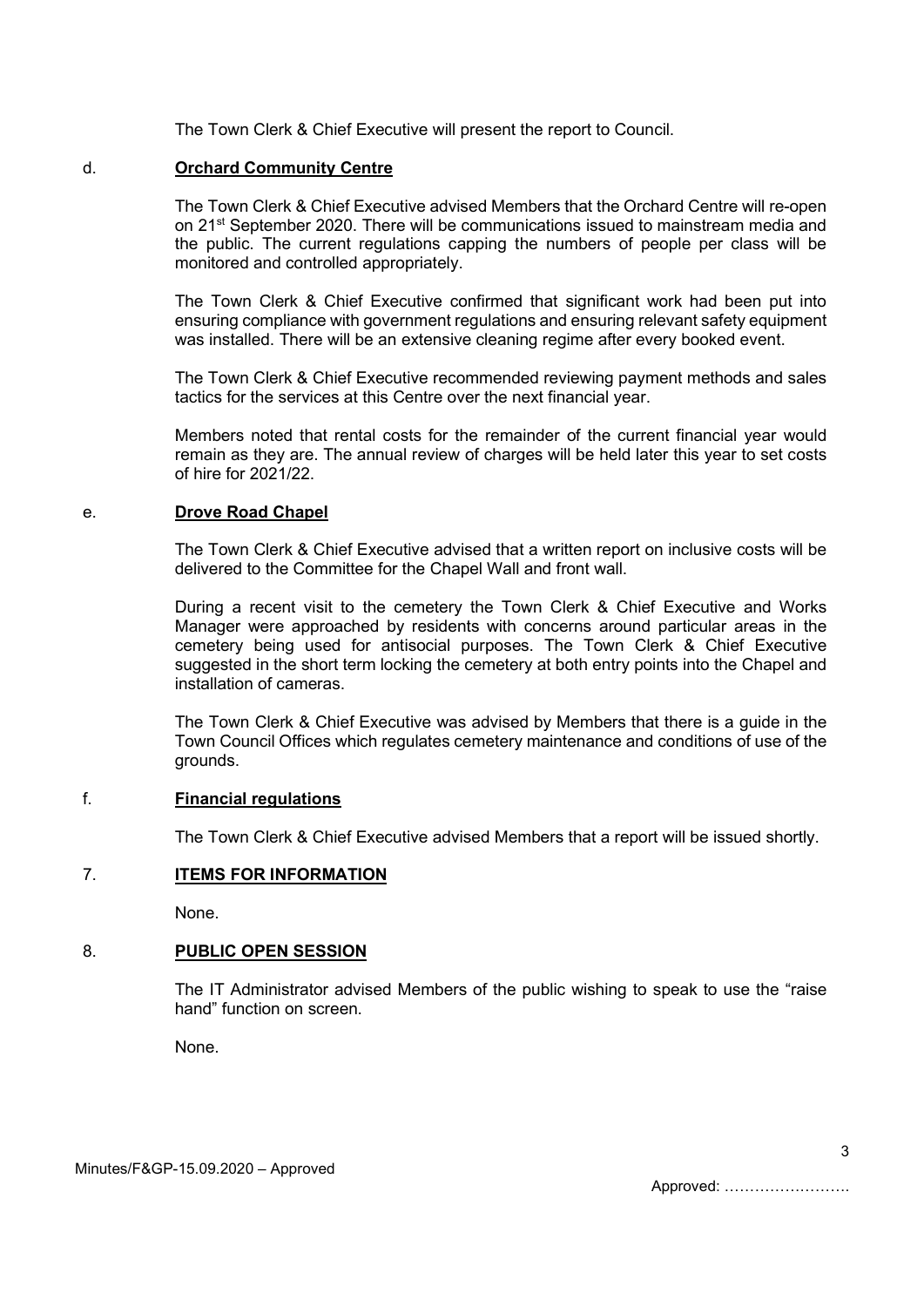The Town Clerk & Chief Executive will present the report to Council.

d. **Orchard Community Centre**

The Town Clerk & Chief Executive advised Members that the Orchard Centre will re-open on 21st September 2020. There will be communications issued to mainstream media and the public. The current regulations capping the numbers of people per class will be monitored and controlled appropriately.

The Town Clerk & Chief Executive confirmed that significant work had been put into ensuring compliance with government regulations and ensuring relevant safety equipment was installed. There will be an extensive cleaning regime after every booked event.

The Town Clerk & Chief Executive recommended reviewing payment methods and sales tactics for the services at this Centre over the next financial year.

Members noted that rental costs for the remainder of the current financial year would remain as they are. The annual review of charges will be held later this year to set costs of hire for 2021/22.

e. **Drove Road Chapel**

The Town Clerk & Chief Executive advised that a written report on inclusive costs will be delivered to the Committee for the Chapel Wall and front wall.

During a recent visit to the cemetery the Town Clerk & Chief Executive and Works Manager were approached by residents with concerns around particular areas in the cemetery being used for antisocial purposes. The Town Clerk & Chief Executive suggested in the short term locking the cemetery at both entry points into the Chapel and installation of cameras.

The Town Clerk & Chief Executive was advised by Members that there is a guide in the Town Council Offices which regulates cemetery maintenance and conditions of use of the grounds.

f. **Financial regulations**

The Town Clerk & Chief Executive advised Members that a report will be issued shortly.

## 7. ITEMS FOR INFORMATION

None.

## 8. PUBLIC OPEN SESSION

The IT Administrator advised Members of the public wishing to speak to use the "raise hand" function on screen.

None.

Minutes/F&GP-15.09.2020 – Approved

Approved: …………………….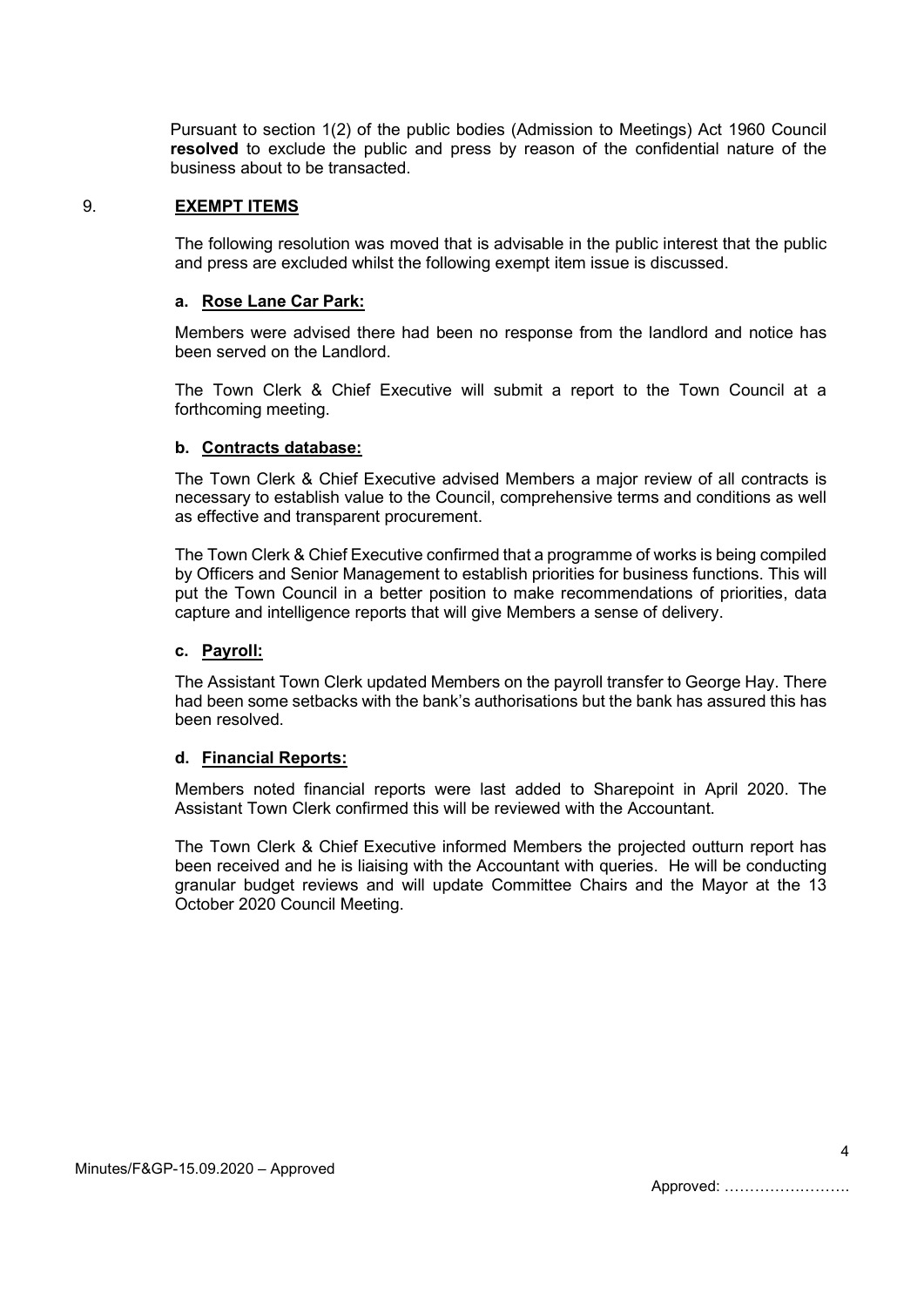Pursuant to section 1(2) of the public bodies (Admission to Meetings) Act 1960 Council **resolved** to exclude the public and press by reason of the confidential nature of the business about to be transacted.

9. **EXEMPT ITEMS**

The following resolution was moved that is advisable in the public interest that the public and press are excluded whilst the following exempt item issue is discussed.

**a. Rose Lane Car Park:**

Members were advised there had been no response from the landlord and notice has been served on the Landlord.

The Town Clerk & Chief Executive will submit a report to the Town Council at a forthcoming meeting.

**b. Contracts database:**

The Town Clerk & Chief Executive advised Members a major review of all contracts is necessary to establish value to the Council, comprehensive terms and conditions as well as effective and transparent procurement.

The Town Clerk & Chief Executive confirmed that a programme of works is being compiled by Officers and Senior Management to establish priorities for business functions. This will put the Town Council in a better position to make recommendations of priorities, data capture and intelligence reports that will give Members a sense of delivery.

**c. Payroll:**

The Assistant Town Clerk updated Members on the payroll transfer to George Hay. There had been some setbacks with the bank's authorisations but the bank has assured this has been resolved.

**d. Financial Reports:**

Members noted financial reports were last added to Sharepoint in April 2020. The Assistant Town Clerk confirmed this will be reviewed with the Accountant.

The Town Clerk & Chief Executive informed Members the projected outturn report has been received and he is liaising with the Accountant with queries. He will be conducting granular budget reviews and will update Committee Chairs and the Mayor at the 13 October 2020 Council Meeting.

Minutes/F&GP-15.09.2020 – Approved

Approved: …………………….